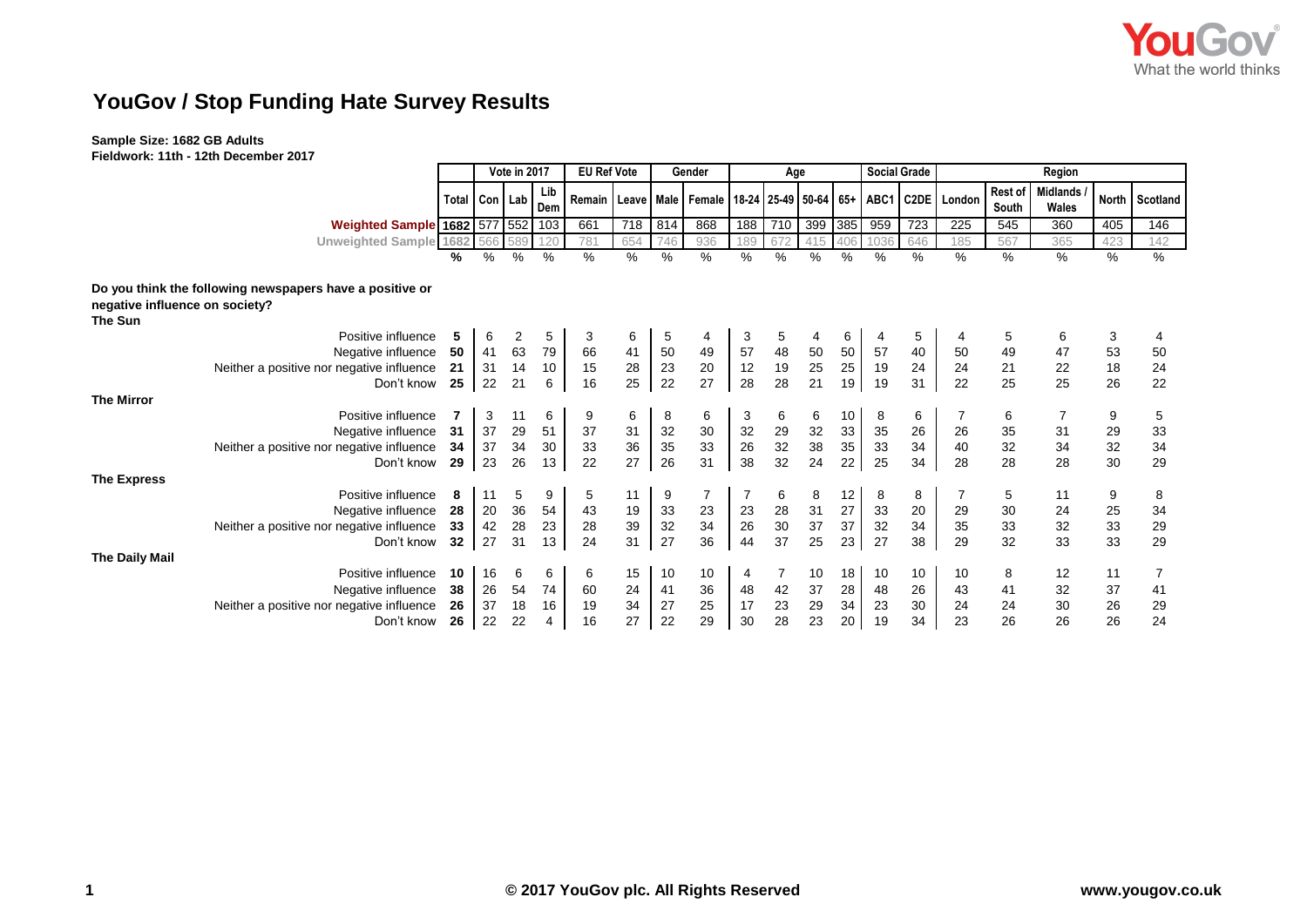# YouGov / Stop Funding Hate Survey Results

**Sample Size: 1682 GB Adults**
**Fieldwork: 11th - 12th December 2017**

| | | Vote in 2017 | | | EU Ref Vote | | Gender | | Age | | | | Social Grade | | Region | | | | |
|---|---|---|---|---|---|---|---|---|---|---|---|---|---|---|---|---|---|---|---|
| | Total | Con | Lab | Lib Dem | Remain | Leave | Male | Female | 18-24 | 25-49 | 50-64 | 65+ | ABC1 | C2DE | London | Rest of South | Midlands / Wales | North | Scotland |
| **Weighted Sample** | 1682 | 577 | 552 | 103 | 661 | 718 | 814 | 868 | 188 | 710 | 399 | 385 | 959 | 723 | 225 | 545 | 360 | 405 | 146 |
| Unweighted Sample | 1682 | 566 | 589 | 120 | 781 | 654 | 746 | 936 | 189 | 672 | 415 | 406 | 1036 | 646 | 185 | 567 | 365 | 423 | 142 |
| | % | % | % | % | % | % | % | % | % | % | % | % | % | % | % | % | % | % | % |
| **Do you think the following newspapers have a positive or negative influence on society?** | | | | | | | | | | | | | | | | | | | |
| **The Sun** | | | | | | | | | | | | | | | | | | | |
| Positive influence | 5 | 6 | 2 | 5 | 3 | 6 | 5 | 4 | 3 | 5 | 4 | 6 | 4 | 5 | 4 | 5 | 6 | 3 | 4 |
| Negative influence | 50 | 41 | 63 | 79 | 66 | 41 | 50 | 49 | 57 | 48 | 50 | 50 | 57 | 40 | 50 | 49 | 47 | 53 | 50 |
| Neither a positive nor negative influence | 21 | 31 | 14 | 10 | 15 | 28 | 23 | 20 | 12 | 19 | 25 | 25 | 19 | 24 | 24 | 21 | 22 | 18 | 24 |
| Don't know | 25 | 22 | 21 | 6 | 16 | 25 | 22 | 27 | 28 | 28 | 21 | 19 | 19 | 31 | 22 | 25 | 25 | 26 | 22 |
| **The Mirror** | | | | | | | | | | | | | | | | | | | |
| Positive influence | 7 | 3 | 11 | 6 | 9 | 6 | 8 | 6 | 3 | 6 | 6 | 10 | 8 | 6 | 7 | 6 | 7 | 9 | 5 |
| Negative influence | 31 | 37 | 29 | 51 | 37 | 31 | 32 | 30 | 32 | 29 | 32 | 33 | 35 | 26 | 26 | 35 | 31 | 29 | 33 |
| Neither a positive nor negative influence | 34 | 37 | 34 | 30 | 33 | 36 | 35 | 33 | 26 | 32 | 38 | 35 | 33 | 34 | 40 | 32 | 34 | 32 | 34 |
| Don't know | 29 | 23 | 26 | 13 | 22 | 27 | 26 | 31 | 38 | 32 | 24 | 22 | 25 | 34 | 28 | 28 | 28 | 30 | 29 |
| **The Express** | | | | | | | | | | | | | | | | | | | |
| Positive influence | 8 | 11 | 5 | 9 | 5 | 11 | 9 | 7 | 7 | 6 | 8 | 12 | 8 | 8 | 7 | 5 | 11 | 9 | 8 |
| Negative influence | 28 | 20 | 36 | 54 | 43 | 19 | 33 | 23 | 23 | 28 | 31 | 27 | 33 | 20 | 29 | 30 | 24 | 25 | 34 |
| Neither a positive nor negative influence | 33 | 42 | 28 | 23 | 28 | 39 | 32 | 34 | 26 | 30 | 37 | 37 | 32 | 34 | 35 | 33 | 32 | 33 | 29 |
| Don't know | 32 | 27 | 31 | 13 | 24 | 31 | 27 | 36 | 44 | 37 | 25 | 23 | 27 | 38 | 29 | 32 | 33 | 33 | 29 |
| **The Daily Mail** | | | | | | | | | | | | | | | | | | | |
| Positive influence | 10 | 16 | 6 | 6 | 6 | 15 | 10 | 10 | 4 | 7 | 10 | 18 | 10 | 10 | 10 | 8 | 12 | 11 | 7 |
| Negative influence | 38 | 26 | 54 | 74 | 60 | 24 | 41 | 36 | 48 | 42 | 37 | 28 | 48 | 26 | 43 | 41 | 32 | 37 | 41 |
| Neither a positive nor negative influence | 26 | 37 | 18 | 16 | 19 | 34 | 27 | 25 | 17 | 23 | 29 | 34 | 23 | 30 | 24 | 24 | 30 | 26 | 29 |
| Don't know | 26 | 22 | 22 | 4 | 16 | 27 | 22 | 29 | 30 | 28 | 23 | 20 | 19 | 34 | 23 | 26 | 26 | 26 | 24 |

© 2017 YouGov plc. All Rights Reserved

www.yougov.co.uk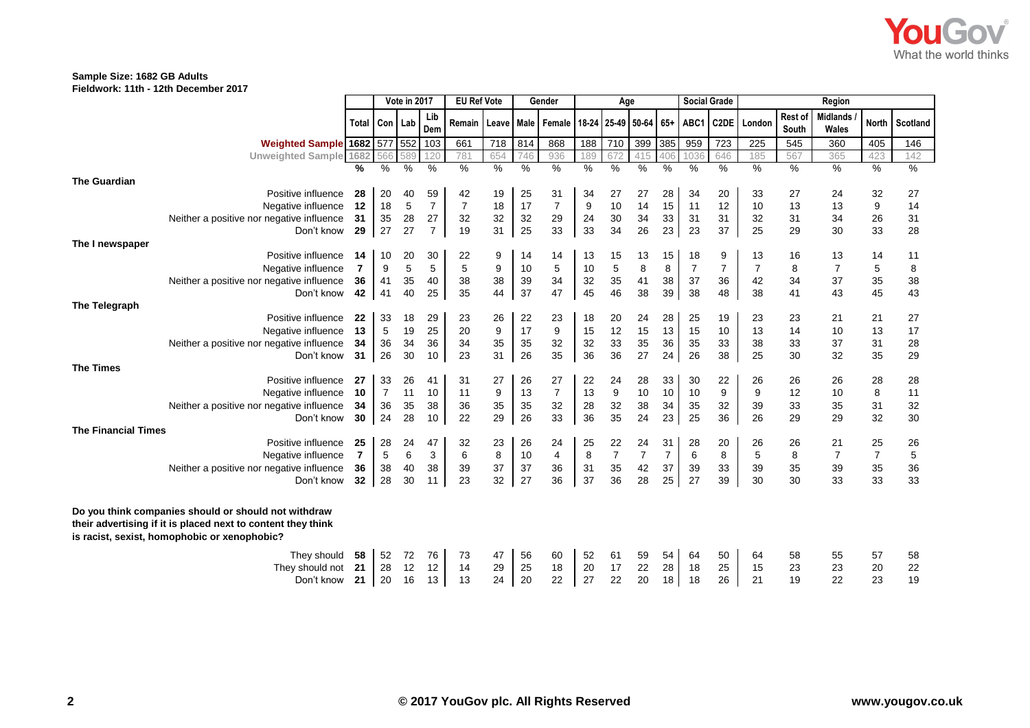**Sample Size: 1682 GB Adults**
**Fieldwork: 11th - 12th December 2017**

| | Total | Vote in 2017 | | | EU Ref Vote | | Gender | | Age | | | | Social Grade | | Region | | | | |
|---|---|---|---|---|---|---|---|---|---|---|---|---|---|---|---|---|---|---|---|
| | Total | Con | Lab | Lib Dem | Remain | Leave | Male | Female | 18-24 | 25-49 | 50-64 | 65+ | ABC1 | C2DE | London | Rest of South | Midlands / Wales | North | Scotland |
| **Weighted Sample** | 1682 | 577 | 552 | 103 | 661 | 718 | 814 | 868 | 188 | 710 | 399 | 385 | 959 | 723 | 225 | 545 | 360 | 405 | 146 |
| Unweighted Sample | 1682 | 566 | 589 | 120 | 781 | 654 | 746 | 936 | 189 | 672 | 415 | 406 | 1036 | 646 | 185 | 567 | 365 | 423 | 142 |
| | % | % | % | % | % | % | % | % | % | % | % | % | % | % | % | % | % | % | % |
| **The Guardian** | | | | | | | | | | | | | | | | | | | |
| Positive influence | 28 | 20 | 40 | 59 | 42 | 19 | 25 | 31 | 34 | 27 | 27 | 28 | 34 | 20 | 33 | 27 | 24 | 32 | 27 |
| Negative influence | 12 | 18 | 5 | 7 | 7 | 18 | 17 | 7 | 9 | 10 | 14 | 15 | 11 | 12 | 10 | 13 | 13 | 9 | 14 |
| Neither a positive nor negative influence | 31 | 35 | 28 | 27 | 32 | 32 | 32 | 29 | 24 | 30 | 34 | 33 | 31 | 31 | 32 | 31 | 34 | 26 | 31 |
| Don't know | 29 | 27 | 27 | 7 | 19 | 31 | 25 | 33 | 33 | 34 | 26 | 23 | 23 | 37 | 25 | 29 | 30 | 33 | 28 |
| **The I newspaper** | | | | | | | | | | | | | | | | | | | |
| Positive influence | 14 | 10 | 20 | 30 | 22 | 9 | 14 | 14 | 13 | 15 | 13 | 15 | 18 | 9 | 13 | 16 | 13 | 14 | 11 |
| Negative influence | 7 | 9 | 5 | 5 | 5 | 9 | 10 | 5 | 10 | 5 | 8 | 8 | 7 | 7 | 7 | 8 | 7 | 5 | 8 |
| Neither a positive nor negative influence | 36 | 41 | 35 | 40 | 38 | 38 | 39 | 34 | 32 | 35 | 41 | 38 | 37 | 36 | 42 | 34 | 37 | 35 | 38 |
| Don't know | 42 | 41 | 40 | 25 | 35 | 44 | 37 | 47 | 45 | 46 | 38 | 39 | 38 | 48 | 38 | 41 | 43 | 45 | 43 |
| **The Telegraph** | | | | | | | | | | | | | | | | | | | |
| Positive influence | 22 | 33 | 18 | 29 | 23 | 26 | 22 | 23 | 18 | 20 | 24 | 28 | 25 | 19 | 23 | 23 | 21 | 21 | 27 |
| Negative influence | 13 | 5 | 19 | 25 | 20 | 9 | 17 | 9 | 15 | 12 | 15 | 13 | 15 | 10 | 13 | 14 | 10 | 13 | 17 |
| Neither a positive nor negative influence | 34 | 36 | 34 | 36 | 34 | 35 | 35 | 32 | 32 | 33 | 35 | 36 | 35 | 33 | 38 | 33 | 37 | 31 | 28 |
| Don't know | 31 | 26 | 30 | 10 | 23 | 31 | 26 | 35 | 36 | 36 | 27 | 24 | 26 | 38 | 25 | 30 | 32 | 35 | 29 |
| **The Times** | | | | | | | | | | | | | | | | | | | |
| Positive influence | 27 | 33 | 26 | 41 | 31 | 27 | 26 | 27 | 22 | 24 | 28 | 33 | 30 | 22 | 26 | 26 | 26 | 28 | 28 |
| Negative influence | 10 | 7 | 11 | 10 | 11 | 9 | 13 | 7 | 13 | 9 | 10 | 10 | 10 | 9 | 9 | 12 | 10 | 8 | 11 |
| Neither a positive nor negative influence | 34 | 36 | 35 | 38 | 36 | 35 | 35 | 32 | 28 | 32 | 38 | 34 | 35 | 32 | 39 | 33 | 35 | 31 | 32 |
| Don't know | 30 | 24 | 28 | 10 | 22 | 29 | 26 | 33 | 36 | 35 | 24 | 23 | 25 | 36 | 26 | 29 | 29 | 32 | 30 |
| **The Financial Times** | | | | | | | | | | | | | | | | | | | |
| Positive influence | 25 | 28 | 24 | 47 | 32 | 23 | 26 | 24 | 25 | 22 | 24 | 31 | 28 | 20 | 26 | 26 | 21 | 25 | 26 |
| Negative influence | 7 | 5 | 6 | 3 | 6 | 8 | 10 | 4 | 8 | 7 | 7 | 7 | 6 | 8 | 5 | 8 | 7 | 7 | 5 |
| Neither a positive nor negative influence | 36 | 38 | 40 | 38 | 39 | 37 | 37 | 36 | 31 | 35 | 42 | 37 | 39 | 33 | 39 | 35 | 39 | 35 | 36 |
| Don't know | 32 | 28 | 30 | 11 | 23 | 32 | 27 | 36 | 37 | 36 | 28 | 25 | 27 | 39 | 30 | 30 | 33 | 33 | 33 |
| **Do you think companies should or should not withdraw their advertising if it is placed next to content they think is racist, sexist, homophobic or xenophobic?** | | | | | | | | | | | | | | | | | | | |
| They should | 58 | 52 | 72 | 76 | 73 | 47 | 56 | 60 | 52 | 61 | 59 | 54 | 64 | 50 | 64 | 58 | 55 | 57 | 58 |
| They should not | 21 | 28 | 12 | 12 | 14 | 29 | 25 | 18 | 20 | 17 | 22 | 28 | 18 | 25 | 15 | 23 | 23 | 20 | 22 |
| Don't know | 21 | 20 | 16 | 13 | 13 | 24 | 20 | 22 | 27 | 22 | 20 | 18 | 18 | 26 | 21 | 19 | 22 | 23 | 19 |

**© 2017 YouGov plc. All Rights Reserved**

**www.yougov.co.uk**